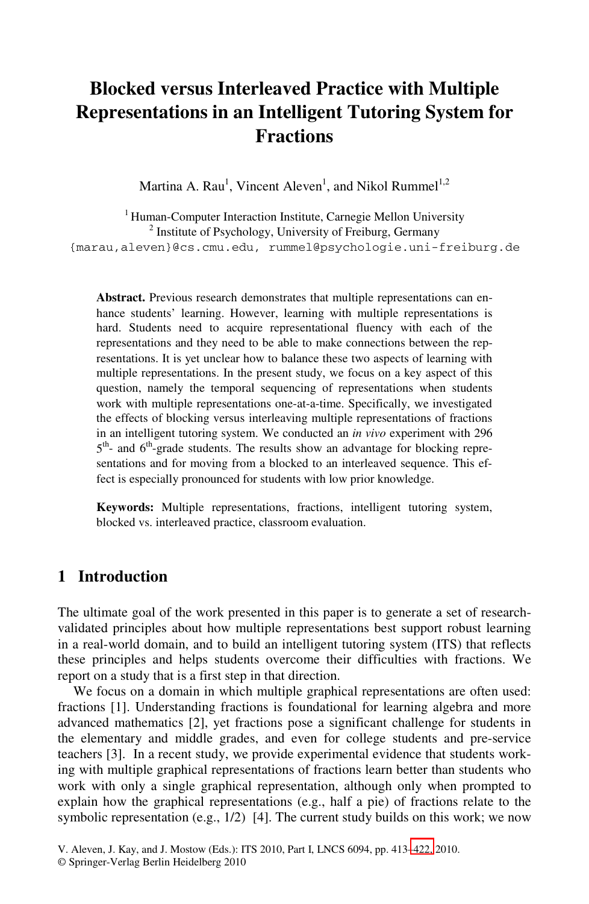# Blocked versus Interleaved Practice with Multiple Representations in an Intelligent Tutoring System for Fractions

Martina A. Rau[1], Vincent Aleven[1], and Nikol Rummel[1,2]

[1] Human-Computer Interaction Institute, Carnegie Mellon University
[2] Institute of Psychology, University of Freiburg, Germany
{marau,aleven}@cs.cmu.edu, rummel@psychologie.uni-freiburg.de

**Abstract.** Previous research demonstrates that multiple representations can enhance students' learning. However, learning with multiple representations is hard. Students need to acquire representational fluency with each of the representations and they need to be able to make connections between the representations. It is yet unclear how to balance these two aspects of learning with multiple representations. In the present study, we focus on a key aspect of this question, namely the temporal sequencing of representations when students work with multiple representations one-at-a-time. Specifically, we investigated the effects of blocking versus interleaving multiple representations of fractions in an intelligent tutoring system. We conducted an *in vivo* experiment with 296 5th- and 6th-grade students. The results show an advantage for blocking representations and for moving from a blocked to an interleaved sequence. This effect is especially pronounced for students with low prior knowledge.

**Keywords:** Multiple representations, fractions, intelligent tutoring system, blocked vs. interleaved practice, classroom evaluation.

## 1 Introduction

The ultimate goal of the work presented in this paper is to generate a set of research-validated principles about how multiple representations best support robust learning in a real-world domain, and to build an intelligent tutoring system (ITS) that reflects these principles and helps students overcome their difficulties with fractions. We report on a study that is a first step in that direction.

We focus on a domain in which multiple graphical representations are often used: fractions [1]. Understanding fractions is foundational for learning algebra and more advanced mathematics [2], yet fractions pose a significant challenge for students in the elementary and middle grades, and even for college students and pre-service teachers [3]. In a recent study, we provide experimental evidence that students working with multiple graphical representations of fractions learn better than students who work with only a single graphical representation, although only when prompted to explain how the graphical representations (e.g., half a pie) of fractions relate to the symbolic representation (e.g., 1/2) [4]. The current study builds on this work; we now

V. Aleven, J. Kay, and J. Mostow (Eds.): ITS 2010, Part I, LNCS 6094, pp. 413–422, 2010.
© Springer-Verlag Berlin Heidelberg 2010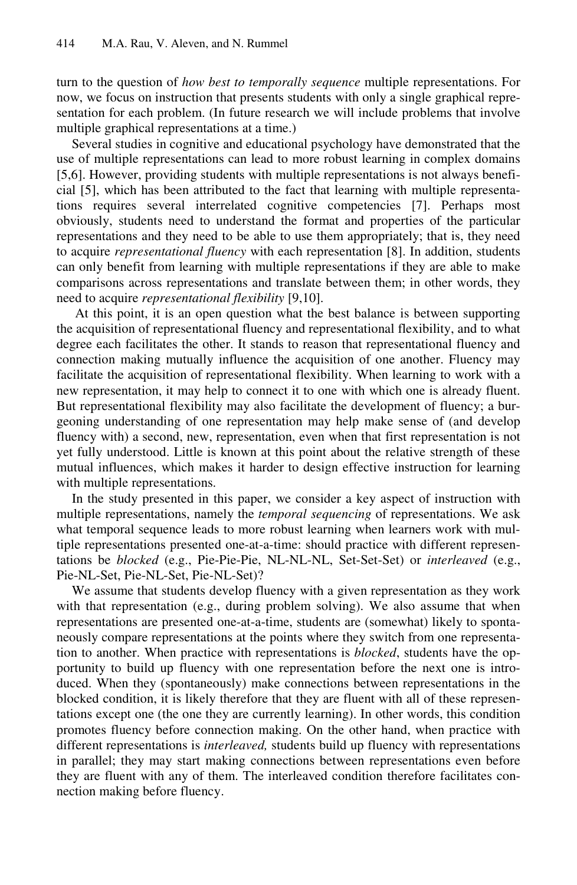turn to the question of *how best to temporally sequence* multiple representations. For now, we focus on instruction that presents students with only a single graphical representation for each problem. (In future research we will include problems that involve multiple graphical representations at a time.)

Several studies in cognitive and educational psychology have demonstrated that the use of multiple representations can lead to more robust learning in complex domains [5,6]. However, providing students with multiple representations is not always beneficial [5], which has been attributed to the fact that learning with multiple representations requires several interrelated cognitive competencies [7]. Perhaps most obviously, students need to understand the format and properties of the particular representations and they need to be able to use them appropriately; that is, they need to acquire *representational fluency* with each representation [8]. In addition, students can only benefit from learning with multiple representations if they are able to make comparisons across representations and translate between them; in other words, they need to acquire *representational flexibility* [9,10].

At this point, it is an open question what the best balance is between supporting the acquisition of representational fluency and representational flexibility, and to what degree each facilitates the other. It stands to reason that representational fluency and connection making mutually influence the acquisition of one another. Fluency may facilitate the acquisition of representational flexibility. When learning to work with a new representation, it may help to connect it to one with which one is already fluent. But representational flexibility may also facilitate the development of fluency; a burgeoning understanding of one representation may help make sense of (and develop fluency with) a second, new, representation, even when that first representation is not yet fully understood. Little is known at this point about the relative strength of these mutual influences, which makes it harder to design effective instruction for learning with multiple representations.

In the study presented in this paper, we consider a key aspect of instruction with multiple representations, namely the *temporal sequencing* of representations. We ask what temporal sequence leads to more robust learning when learners work with multiple representations presented one-at-a-time: should practice with different representations be *blocked* (e.g., Pie-Pie-Pie, NL-NL-NL, Set-Set-Set) or *interleaved* (e.g., Pie-NL-Set, Pie-NL-Set, Pie-NL-Set)?

We assume that students develop fluency with a given representation as they work with that representation (e.g., during problem solving). We also assume that when representations are presented one-at-a-time, students are (somewhat) likely to spontaneously compare representations at the points where they switch from one representation to another. When practice with representations is *blocked*, students have the opportunity to build up fluency with one representation before the next one is introduced. When they (spontaneously) make connections between representations in the blocked condition, it is likely therefore that they are fluent with all of these representations except one (the one they are currently learning). In other words, this condition promotes fluency before connection making. On the other hand, when practice with different representations is *interleaved,* students build up fluency with representations in parallel; they may start making connections between representations even before they are fluent with any of them. The interleaved condition therefore facilitates connection making before fluency.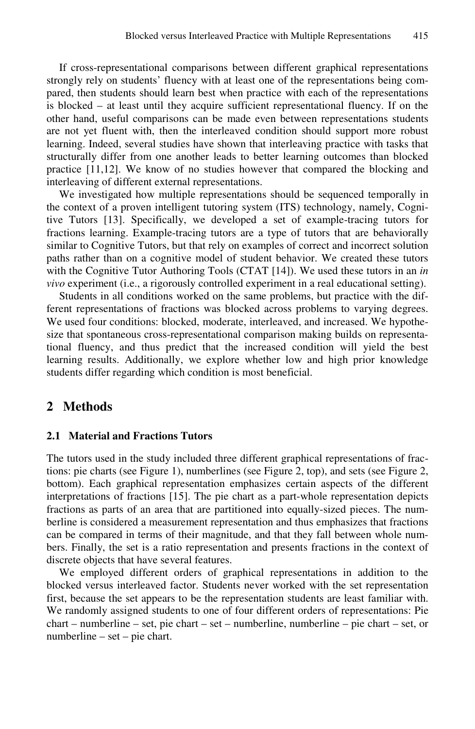If cross-representational comparisons between different graphical representations strongly rely on students' fluency with at least one of the representations being compared, then students should learn best when practice with each of the representations is blocked – at least until they acquire sufficient representational fluency. If on the other hand, useful comparisons can be made even between representations students are not yet fluent with, then the interleaved condition should support more robust learning. Indeed, several studies have shown that interleaving practice with tasks that structurally differ from one another leads to better learning outcomes than blocked practice [11,12]. We know of no studies however that compared the blocking and interleaving of different external representations.

We investigated how multiple representations should be sequenced temporally in the context of a proven intelligent tutoring system (ITS) technology, namely, Cognitive Tutors [13]. Specifically, we developed a set of example-tracing tutors for fractions learning. Example-tracing tutors are a type of tutors that are behaviorally similar to Cognitive Tutors, but that rely on examples of correct and incorrect solution paths rather than on a cognitive model of student behavior. We created these tutors with the Cognitive Tutor Authoring Tools (CTAT [14]). We used these tutors in an *in vivo* experiment (i.e., a rigorously controlled experiment in a real educational setting).

Students in all conditions worked on the same problems, but practice with the different representations of fractions was blocked across problems to varying degrees. We used four conditions: blocked, moderate, interleaved, and increased. We hypothesize that spontaneous cross-representational comparison making builds on representational fluency, and thus predict that the increased condition will yield the best learning results. Additionally, we explore whether low and high prior knowledge students differ regarding which condition is most beneficial.

## 2 Methods

### 2.1 Material and Fractions Tutors

The tutors used in the study included three different graphical representations of fractions: pie charts (see Figure 1), numberlines (see Figure 2, top), and sets (see Figure 2, bottom). Each graphical representation emphasizes certain aspects of the different interpretations of fractions [15]. The pie chart as a part-whole representation depicts fractions as parts of an area that are partitioned into equally-sized pieces. The numberline is considered a measurement representation and thus emphasizes that fractions can be compared in terms of their magnitude, and that they fall between whole numbers. Finally, the set is a ratio representation and presents fractions in the context of discrete objects that have several features.

We employed different orders of graphical representations in addition to the blocked versus interleaved factor. Students never worked with the set representation first, because the set appears to be the representation students are least familiar with. We randomly assigned students to one of four different orders of representations: Pie chart – numberline – set, pie chart – set – numberline, numberline – pie chart – set, or numberline – set – pie chart.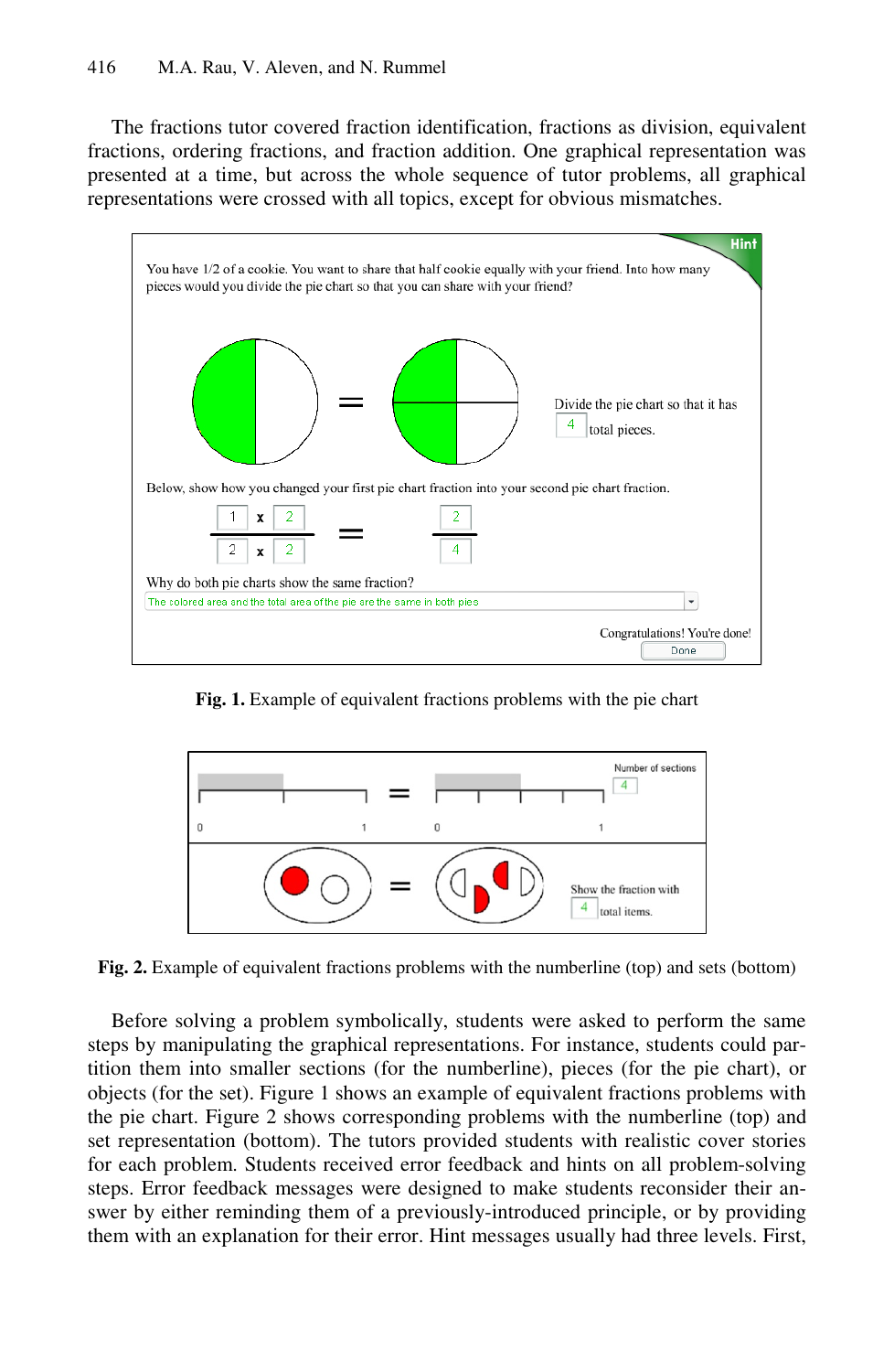The fractions tutor covered fraction identification, fractions as division, equivalent fractions, ordering fractions, and fraction addition. One graphical representation was presented at a time, but across the whole sequence of tutor problems, all graphical representations were crossed with all topics, except for obvious mismatches.

**Fig. 1.** Example of equivalent fractions problems with the pie chart

**Fig. 2.** Example of equivalent fractions problems with the numberline (top) and sets (bottom)

Before solving a problem symbolically, students were asked to perform the same steps by manipulating the graphical representations. For instance, students could partition them into smaller sections (for the numberline), pieces (for the pie chart), or objects (for the set). Figure 1 shows an example of equivalent fractions problems with the pie chart. Figure 2 shows corresponding problems with the numberline (top) and set representation (bottom). The tutors provided students with realistic cover stories for each problem. Students received error feedback and hints on all problem-solving steps. Error feedback messages were designed to make students reconsider their answer by either reminding them of a previously-introduced principle, or by providing them with an explanation for their error. Hint messages usually had three levels. First,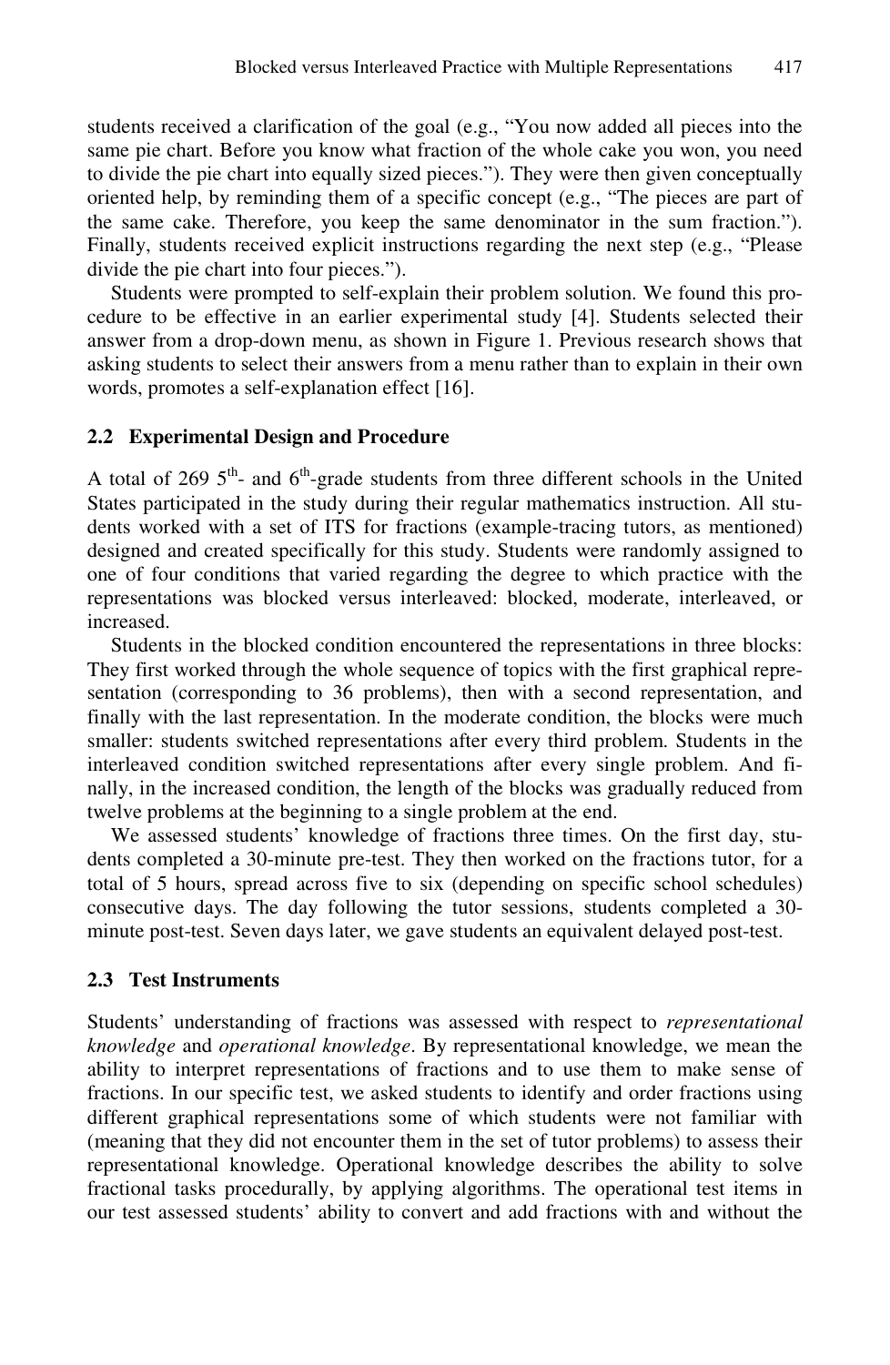students received a clarification of the goal (e.g., "You now added all pieces into the same pie chart. Before you know what fraction of the whole cake you won, you need to divide the pie chart into equally sized pieces."). They were then given conceptually oriented help, by reminding them of a specific concept (e.g., "The pieces are part of the same cake. Therefore, you keep the same denominator in the sum fraction."). Finally, students received explicit instructions regarding the next step (e.g., "Please divide the pie chart into four pieces.").

Students were prompted to self-explain their problem solution. We found this procedure to be effective in an earlier experimental study [4]. Students selected their answer from a drop-down menu, as shown in Figure 1. Previous research shows that asking students to select their answers from a menu rather than to explain in their own words, promotes a self-explanation effect [16].

### 2.2 Experimental Design and Procedure

A total of 269 5th- and 6th-grade students from three different schools in the United States participated in the study during their regular mathematics instruction. All students worked with a set of ITS for fractions (example-tracing tutors, as mentioned) designed and created specifically for this study. Students were randomly assigned to one of four conditions that varied regarding the degree to which practice with the representations was blocked versus interleaved: blocked, moderate, interleaved, or increased.

Students in the blocked condition encountered the representations in three blocks: They first worked through the whole sequence of topics with the first graphical representation (corresponding to 36 problems), then with a second representation, and finally with the last representation. In the moderate condition, the blocks were much smaller: students switched representations after every third problem. Students in the interleaved condition switched representations after every single problem. And finally, in the increased condition, the length of the blocks was gradually reduced from twelve problems at the beginning to a single problem at the end.

We assessed students' knowledge of fractions three times. On the first day, students completed a 30-minute pre-test. They then worked on the fractions tutor, for a total of 5 hours, spread across five to six (depending on specific school schedules) consecutive days. The day following the tutor sessions, students completed a 30-minute post-test. Seven days later, we gave students an equivalent delayed post-test.

### 2.3 Test Instruments

Students' understanding of fractions was assessed with respect to *representational knowledge* and *operational knowledge*. By representational knowledge, we mean the ability to interpret representations of fractions and to use them to make sense of fractions. In our specific test, we asked students to identify and order fractions using different graphical representations some of which students were not familiar with (meaning that they did not encounter them in the set of tutor problems) to assess their representational knowledge. Operational knowledge describes the ability to solve fractional tasks procedurally, by applying algorithms. The operational test items in our test assessed students' ability to convert and add fractions with and without the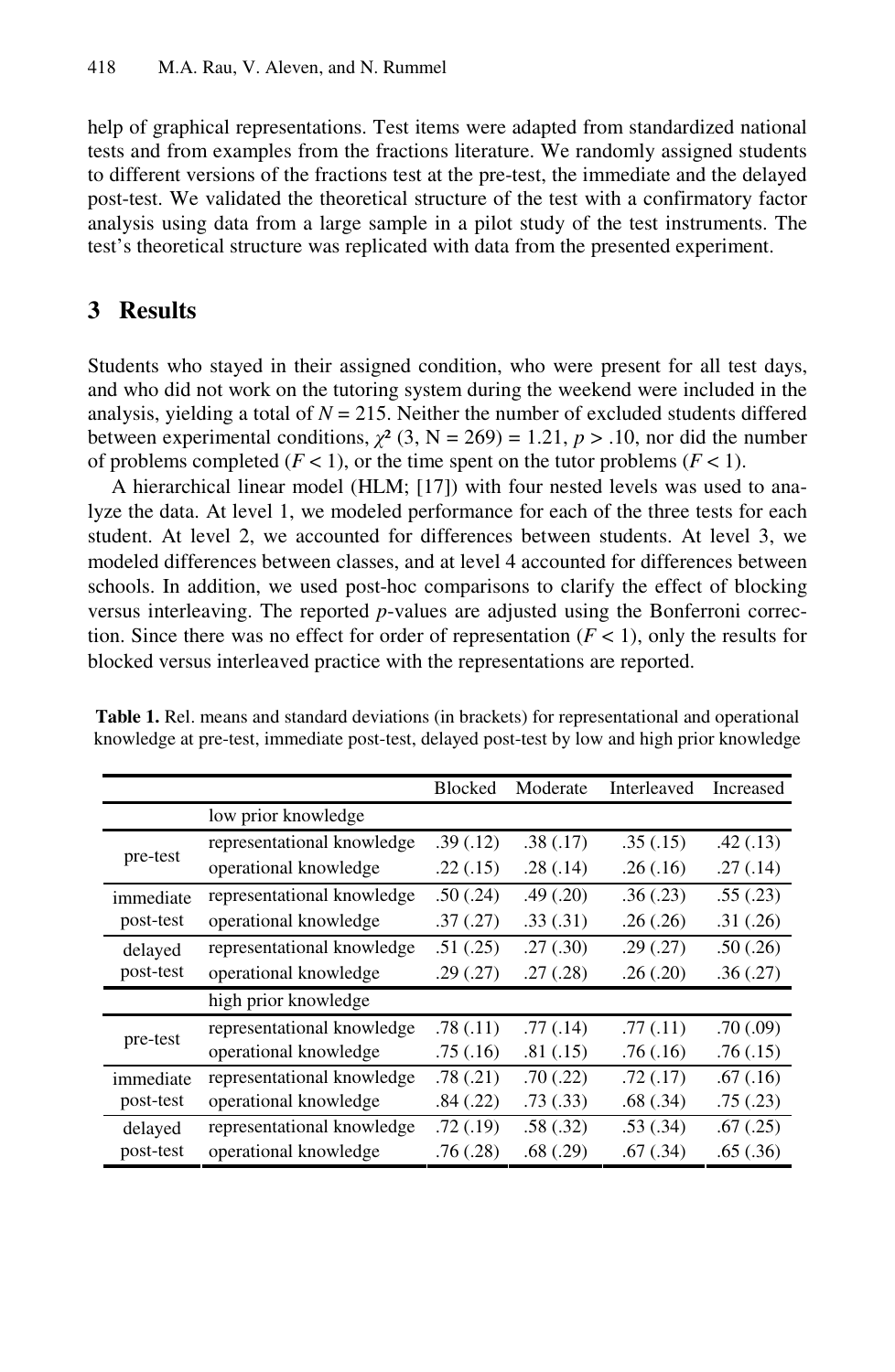help of graphical representations. Test items were adapted from standardized national tests and from examples from the fractions literature. We randomly assigned students to different versions of the fractions test at the pre-test, the immediate and the delayed post-test. We validated the theoretical structure of the test with a confirmatory factor analysis using data from a large sample in a pilot study of the test instruments. The test's theoretical structure was replicated with data from the presented experiment.

## 3 Results

Students who stayed in their assigned condition, who were present for all test days, and who did not work on the tutoring system during the weekend were included in the analysis, yielding a total of $N = 215$. Neither the number of excluded students differed between experimental conditions, $\chi^2$ (3, N = 269) = 1.21, $p > .10$, nor did the number of problems completed ($F < 1$), or the time spent on the tutor problems ($F < 1$).

A hierarchical linear model (HLM; [17]) with four nested levels was used to analyze the data. At level 1, we modeled performance for each of the three tests for each student. At level 2, we accounted for differences between students. At level 3, we modeled differences between classes, and at level 4 accounted for differences between schools. In addition, we used post-hoc comparisons to clarify the effect of blocking versus interleaving. The reported $p$-values are adjusted using the Bonferroni correction. Since there was no effect for order of representation ($F < 1$), only the results for blocked versus interleaved practice with the representations are reported.

**Table 1.** Rel. means and standard deviations (in brackets) for representational and operational knowledge at pre-test, immediate post-test, delayed post-test by low and high prior knowledge

| | | Blocked | Moderate | Interleaved | Increased |
|---|---|---|---|---|---|
| | low prior knowledge | | | | |
| pre-test | representational knowledge | .39 (.12) | .38 (.17) | .35 (.15) | .42 (.13) |
| | operational knowledge | .22 (.15) | .28 (.14) | .26 (.16) | .27 (.14) |
| immediate post-test | representational knowledge | .50 (.24) | .49 (.20) | .36 (.23) | .55 (.23) |
| | operational knowledge | .37 (.27) | .33 (.31) | .26 (.26) | .31 (.26) |
| delayed post-test | representational knowledge | .51 (.25) | .27 (.30) | .29 (.27) | .50 (.26) |
| | operational knowledge | .29 (.27) | .27 (.28) | .26 (.20) | .36 (.27) |
| | high prior knowledge | | | | |
| pre-test | representational knowledge | .78 (.11) | .77 (.14) | .77 (.11) | .70 (.09) |
| | operational knowledge | .75 (.16) | .81 (.15) | .76 (.16) | .76 (.15) |
| immediate post-test | representational knowledge | .78 (.21) | .70 (.22) | .72 (.17) | .67 (.16) |
| | operational knowledge | .84 (.22) | .73 (.33) | .68 (.34) | .75 (.23) |
| delayed post-test | representational knowledge | .72 (.19) | .58 (.32) | .53 (.34) | .67 (.25) |
| | operational knowledge | .76 (.28) | .68 (.29) | .67 (.34) | .65 (.36) |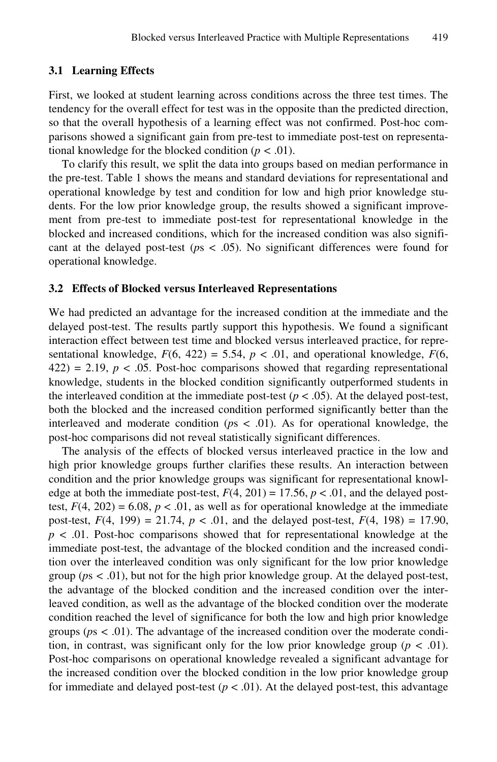### 3.1 Learning Effects

First, we looked at student learning across conditions across the three test times. The tendency for the overall effect for test was in the opposite than the predicted direction, so that the overall hypothesis of a learning effect was not confirmed. Post-hoc comparisons showed a significant gain from pre-test to immediate post-test on representational knowledge for the blocked condition ($p < .01$).

To clarify this result, we split the data into groups based on median performance in the pre-test. Table 1 shows the means and standard deviations for representational and operational knowledge by test and condition for low and high prior knowledge students. For the low prior knowledge group, the results showed a significant improvement from pre-test to immediate post-test for representational knowledge in the blocked and increased conditions, which for the increased condition was also significant at the delayed post-test ($p$s $< .05$). No significant differences were found for operational knowledge.

### 3.2 Effects of Blocked versus Interleaved Representations

We had predicted an advantage for the increased condition at the immediate and the delayed post-test. The results partly support this hypothesis. We found a significant interaction effect between test time and blocked versus interleaved practice, for representational knowledge, $F(6, 422) = 5.54$, $p < .01$, and operational knowledge, $F(6, 422) = 2.19$, $p < .05$. Post-hoc comparisons showed that regarding representational knowledge, students in the blocked condition significantly outperformed students in the interleaved condition at the immediate post-test ($p < .05$). At the delayed post-test, both the blocked and the increased condition performed significantly better than the interleaved and moderate condition ($p$s $< .01$). As for operational knowledge, the post-hoc comparisons did not reveal statistically significant differences.

The analysis of the effects of blocked versus interleaved practice in the low and high prior knowledge groups further clarifies these results. An interaction between condition and the prior knowledge groups was significant for representational knowledge at both the immediate post-test, $F(4, 201) = 17.56$, $p < .01$, and the delayed post-test, $F(4, 202) = 6.08$, $p < .01$, as well as for operational knowledge at the immediate post-test, $F(4, 199) = 21.74$, $p < .01$, and the delayed post-test, $F(4, 198) = 17.90$, $p < .01$. Post-hoc comparisons showed that for representational knowledge at the immediate post-test, the advantage of the blocked condition and the increased condition over the interleaved condition was only significant for the low prior knowledge group ($p$s $< .01$), but not for the high prior knowledge group. At the delayed post-test, the advantage of the blocked condition and the increased condition over the interleaved condition, as well as the advantage of the blocked condition over the moderate condition reached the level of significance for both the low and high prior knowledge groups ($p$s $< .01$). The advantage of the increased condition over the moderate condition, in contrast, was significant only for the low prior knowledge group ($p < .01$). Post-hoc comparisons on operational knowledge revealed a significant advantage for the increased condition over the blocked condition in the low prior knowledge group for immediate and delayed post-test ($p < .01$). At the delayed post-test, this advantage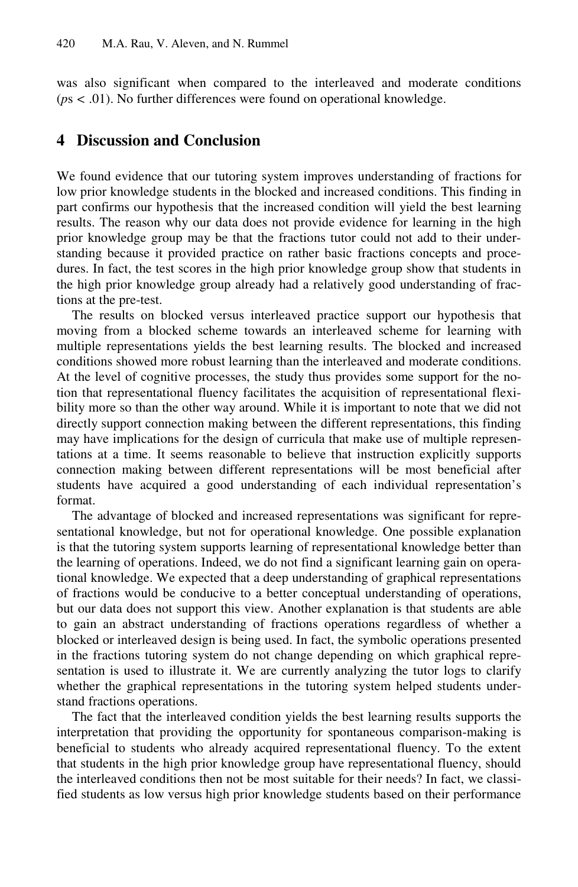was also significant when compared to the interleaved and moderate conditions (*p*s < .01). No further differences were found on operational knowledge.

## 4 Discussion and Conclusion

We found evidence that our tutoring system improves understanding of fractions for low prior knowledge students in the blocked and increased conditions. This finding in part confirms our hypothesis that the increased condition will yield the best learning results. The reason why our data does not provide evidence for learning in the high prior knowledge group may be that the fractions tutor could not add to their understanding because it provided practice on rather basic fractions concepts and procedures. In fact, the test scores in the high prior knowledge group show that students in the high prior knowledge group already had a relatively good understanding of fractions at the pre-test.

The results on blocked versus interleaved practice support our hypothesis that moving from a blocked scheme towards an interleaved scheme for learning with multiple representations yields the best learning results. The blocked and increased conditions showed more robust learning than the interleaved and moderate conditions. At the level of cognitive processes, the study thus provides some support for the notion that representational fluency facilitates the acquisition of representational flexibility more so than the other way around. While it is important to note that we did not directly support connection making between the different representations, this finding may have implications for the design of curricula that make use of multiple representations at a time. It seems reasonable to believe that instruction explicitly supports connection making between different representations will be most beneficial after students have acquired a good understanding of each individual representation's format.

The advantage of blocked and increased representations was significant for representational knowledge, but not for operational knowledge. One possible explanation is that the tutoring system supports learning of representational knowledge better than the learning of operations. Indeed, we do not find a significant learning gain on operational knowledge. We expected that a deep understanding of graphical representations of fractions would be conducive to a better conceptual understanding of operations, but our data does not support this view. Another explanation is that students are able to gain an abstract understanding of fractions operations regardless of whether a blocked or interleaved design is being used. In fact, the symbolic operations presented in the fractions tutoring system do not change depending on which graphical representation is used to illustrate it. We are currently analyzing the tutor logs to clarify whether the graphical representations in the tutoring system helped students understand fractions operations.

The fact that the interleaved condition yields the best learning results supports the interpretation that providing the opportunity for spontaneous comparison-making is beneficial to students who already acquired representational fluency. To the extent that students in the high prior knowledge group have representational fluency, should the interleaved conditions then not be most suitable for their needs? In fact, we classified students as low versus high prior knowledge students based on their performance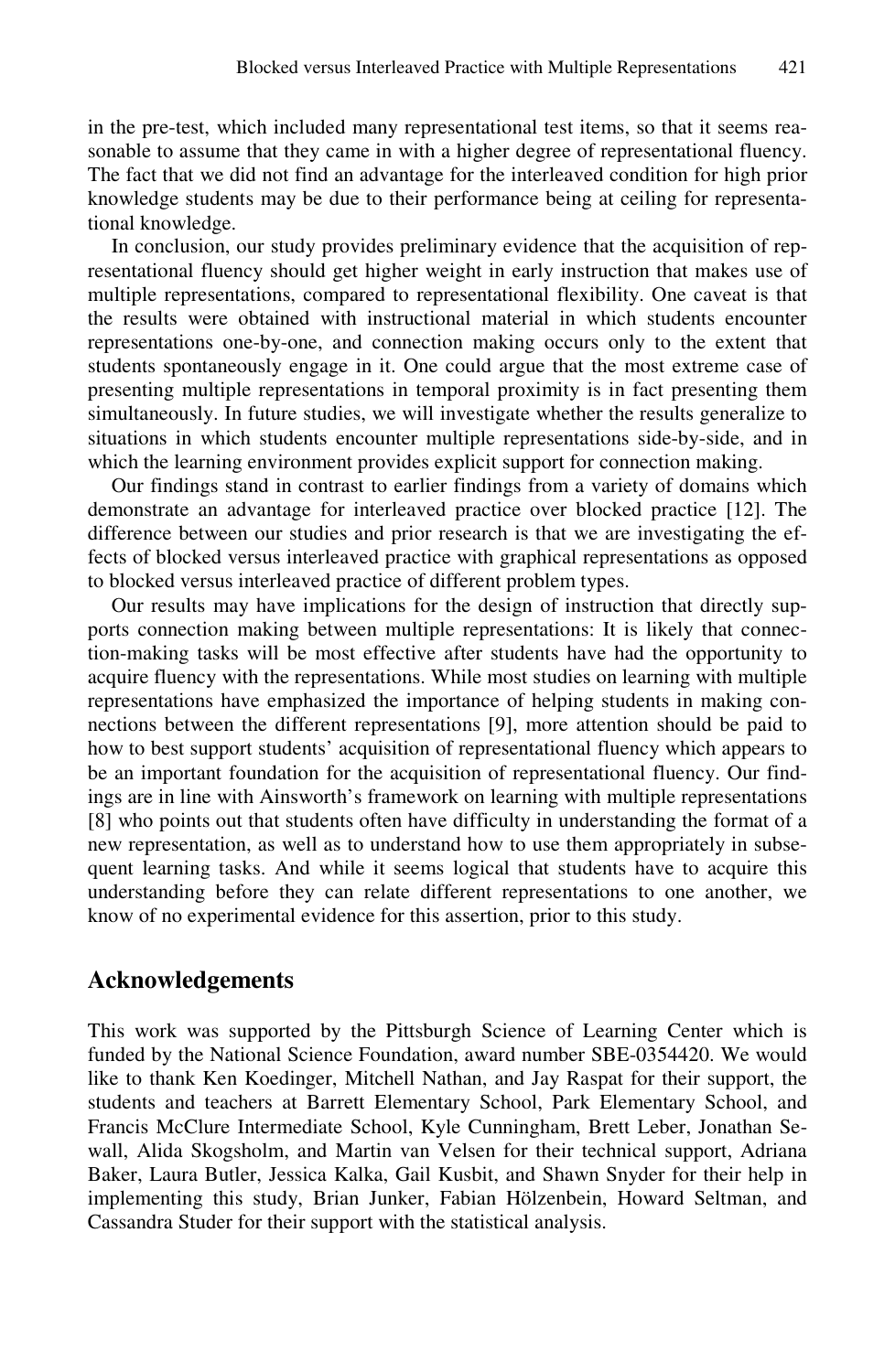in the pre-test, which included many representational test items, so that it seems reasonable to assume that they came in with a higher degree of representational fluency. The fact that we did not find an advantage for the interleaved condition for high prior knowledge students may be due to their performance being at ceiling for representational knowledge.

In conclusion, our study provides preliminary evidence that the acquisition of representational fluency should get higher weight in early instruction that makes use of multiple representations, compared to representational flexibility. One caveat is that the results were obtained with instructional material in which students encounter representations one-by-one, and connection making occurs only to the extent that students spontaneously engage in it. One could argue that the most extreme case of presenting multiple representations in temporal proximity is in fact presenting them simultaneously. In future studies, we will investigate whether the results generalize to situations in which students encounter multiple representations side-by-side, and in which the learning environment provides explicit support for connection making.

Our findings stand in contrast to earlier findings from a variety of domains which demonstrate an advantage for interleaved practice over blocked practice [12]. The difference between our studies and prior research is that we are investigating the effects of blocked versus interleaved practice with graphical representations as opposed to blocked versus interleaved practice of different problem types.

Our results may have implications for the design of instruction that directly supports connection making between multiple representations: It is likely that connection-making tasks will be most effective after students have had the opportunity to acquire fluency with the representations. While most studies on learning with multiple representations have emphasized the importance of helping students in making connections between the different representations [9], more attention should be paid to how to best support students' acquisition of representational fluency which appears to be an important foundation for the acquisition of representational fluency. Our findings are in line with Ainsworth's framework on learning with multiple representations [8] who points out that students often have difficulty in understanding the format of a new representation, as well as to understand how to use them appropriately in subsequent learning tasks. And while it seems logical that students have to acquire this understanding before they can relate different representations to one another, we know of no experimental evidence for this assertion, prior to this study.

## Acknowledgements

This work was supported by the Pittsburgh Science of Learning Center which is funded by the National Science Foundation, award number SBE-0354420. We would like to thank Ken Koedinger, Mitchell Nathan, and Jay Raspat for their support, the students and teachers at Barrett Elementary School, Park Elementary School, and Francis McClure Intermediate School, Kyle Cunningham, Brett Leber, Jonathan Sewall, Alida Skogsholm, and Martin van Velsen for their technical support, Adriana Baker, Laura Butler, Jessica Kalka, Gail Kusbit, and Shawn Snyder for their help in implementing this study, Brian Junker, Fabian Hölzenbein, Howard Seltman, and Cassandra Studer for their support with the statistical analysis.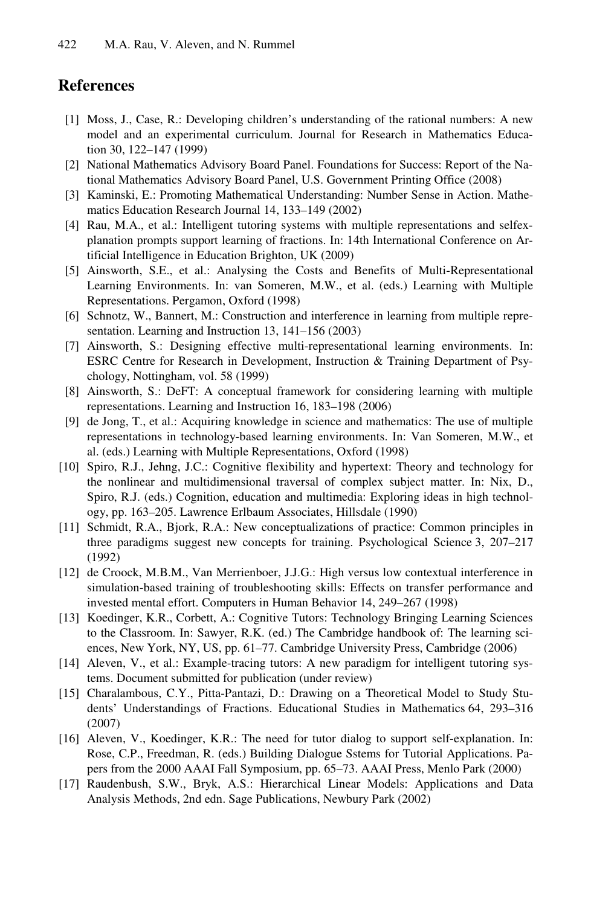## References

[1] Moss, J., Case, R.: Developing children's understanding of the rational numbers: A new model and an experimental curriculum. Journal for Research in Mathematics Education 30, 122–147 (1999)

[2] National Mathematics Advisory Board Panel. Foundations for Success: Report of the National Mathematics Advisory Board Panel, U.S. Government Printing Office (2008)

[3] Kaminski, E.: Promoting Mathematical Understanding: Number Sense in Action. Mathematics Education Research Journal 14, 133–149 (2002)

[4] Rau, M.A., et al.: Intelligent tutoring systems with multiple representations and selfexplanation prompts support learning of fractions. In: 14th International Conference on Artificial Intelligence in Education Brighton, UK (2009)

[5] Ainsworth, S.E., et al.: Analysing the Costs and Benefits of Multi-Representational Learning Environments. In: van Someren, M.W., et al. (eds.) Learning with Multiple Representations. Pergamon, Oxford (1998)

[6] Schnotz, W., Bannert, M.: Construction and interference in learning from multiple representation. Learning and Instruction 13, 141–156 (2003)

[7] Ainsworth, S.: Designing effective multi-representational learning environments. In: ESRC Centre for Research in Development, Instruction & Training Department of Psychology, Nottingham, vol. 58 (1999)

[8] Ainsworth, S.: DeFT: A conceptual framework for considering learning with multiple representations. Learning and Instruction 16, 183–198 (2006)

[9] de Jong, T., et al.: Acquiring knowledge in science and mathematics: The use of multiple representations in technology-based learning environments. In: Van Someren, M.W., et al. (eds.) Learning with Multiple Representations, Oxford (1998)

[10] Spiro, R.J., Jehng, J.C.: Cognitive flexibility and hypertext: Theory and technology for the nonlinear and multidimensional traversal of complex subject matter. In: Nix, D., Spiro, R.J. (eds.) Cognition, education and multimedia: Exploring ideas in high technology, pp. 163–205. Lawrence Erlbaum Associates, Hillsdale (1990)

[11] Schmidt, R.A., Bjork, R.A.: New conceptualizations of practice: Common principles in three paradigms suggest new concepts for training. Psychological Science 3, 207–217 (1992)

[12] de Croock, M.B.M., Van Merrienboer, J.J.G.: High versus low contextual interference in simulation-based training of troubleshooting skills: Effects on transfer performance and invested mental effort. Computers in Human Behavior 14, 249–267 (1998)

[13] Koedinger, K.R., Corbett, A.: Cognitive Tutors: Technology Bringing Learning Sciences to the Classroom. In: Sawyer, R.K. (ed.) The Cambridge handbook of: The learning sciences, New York, NY, US, pp. 61–77. Cambridge University Press, Cambridge (2006)

[14] Aleven, V., et al.: Example-tracing tutors: A new paradigm for intelligent tutoring systems. Document submitted for publication (under review)

[15] Charalambous, C.Y., Pitta-Pantazi, D.: Drawing on a Theoretical Model to Study Students' Understandings of Fractions. Educational Studies in Mathematics 64, 293–316 (2007)

[16] Aleven, V., Koedinger, K.R.: The need for tutor dialog to support self-explanation. In: Rose, C.P., Freedman, R. (eds.) Building Dialogue Sstems for Tutorial Applications. Papers from the 2000 AAAI Fall Symposium, pp. 65–73. AAAI Press, Menlo Park (2000)

[17] Raudenbush, S.W., Bryk, A.S.: Hierarchical Linear Models: Applications and Data Analysis Methods, 2nd edn. Sage Publications, Newbury Park (2002)